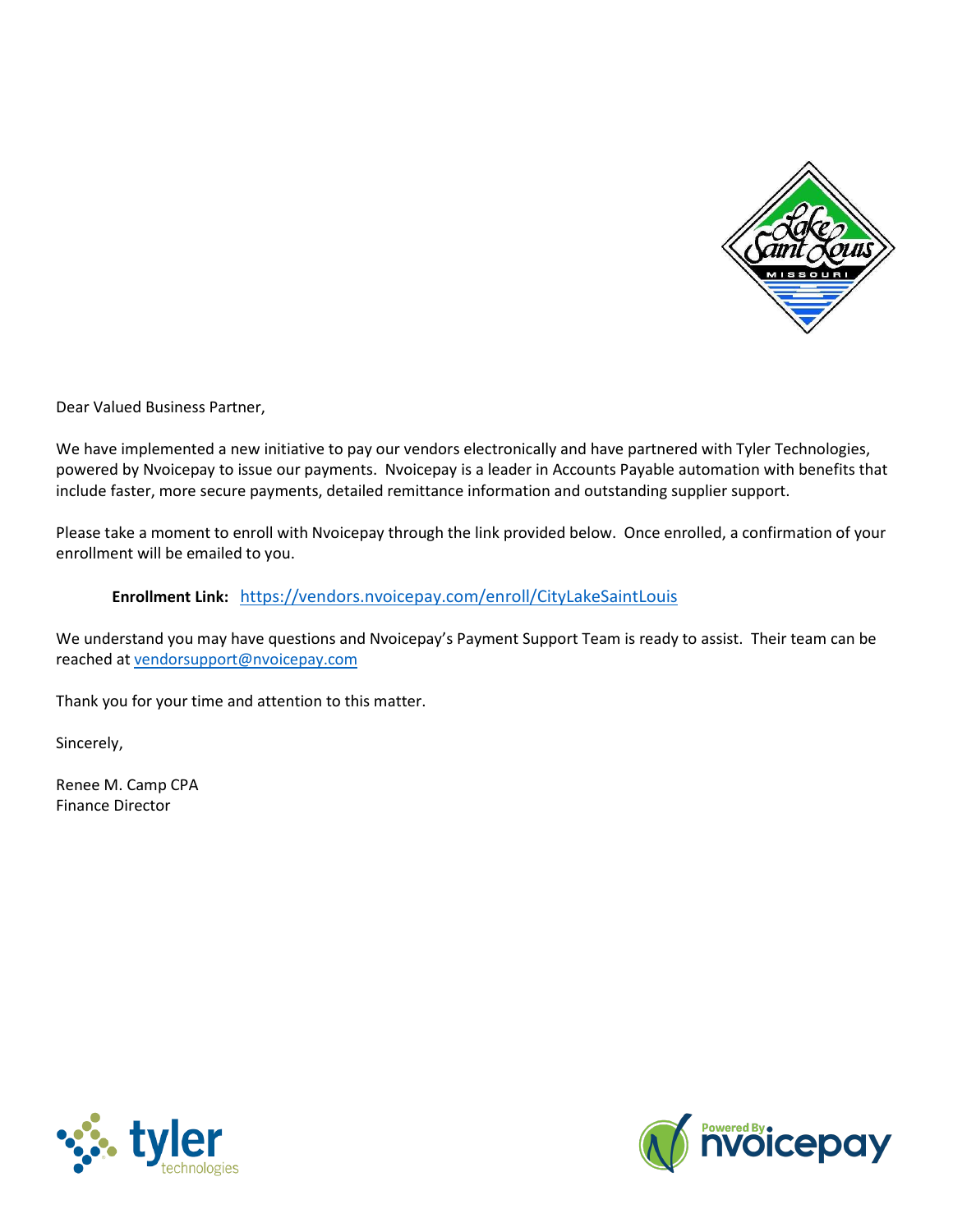Dear Valued Business Partner,

We have implemented a new initiative to pay our vendors electronically and have partnered with Tyler Technologies, powered by Nvoicepay to issue our payments. Nvoicepay is a leader in Accounts Payable automation with benefits that include faster, more secure payments, detailed remittance information and outstanding supplier support.

Please take a moment to enroll with Nvoicepay through the link provided below. Once enrolled, a confirmation of your enrollment will be emailed to you.

**Enrollment Link:** https://vendors.nvoicepay.com/enroll/CityLakeSaintLouis

We understand you may have questions and Nvoicepay's Payment Support Team is ready to assist. Their team can be reached at vendorsupport@nvoicepay.com

Thank you for your time and attention to this matter.

Sincerely,

Renee M. Camp CPA
Finance Director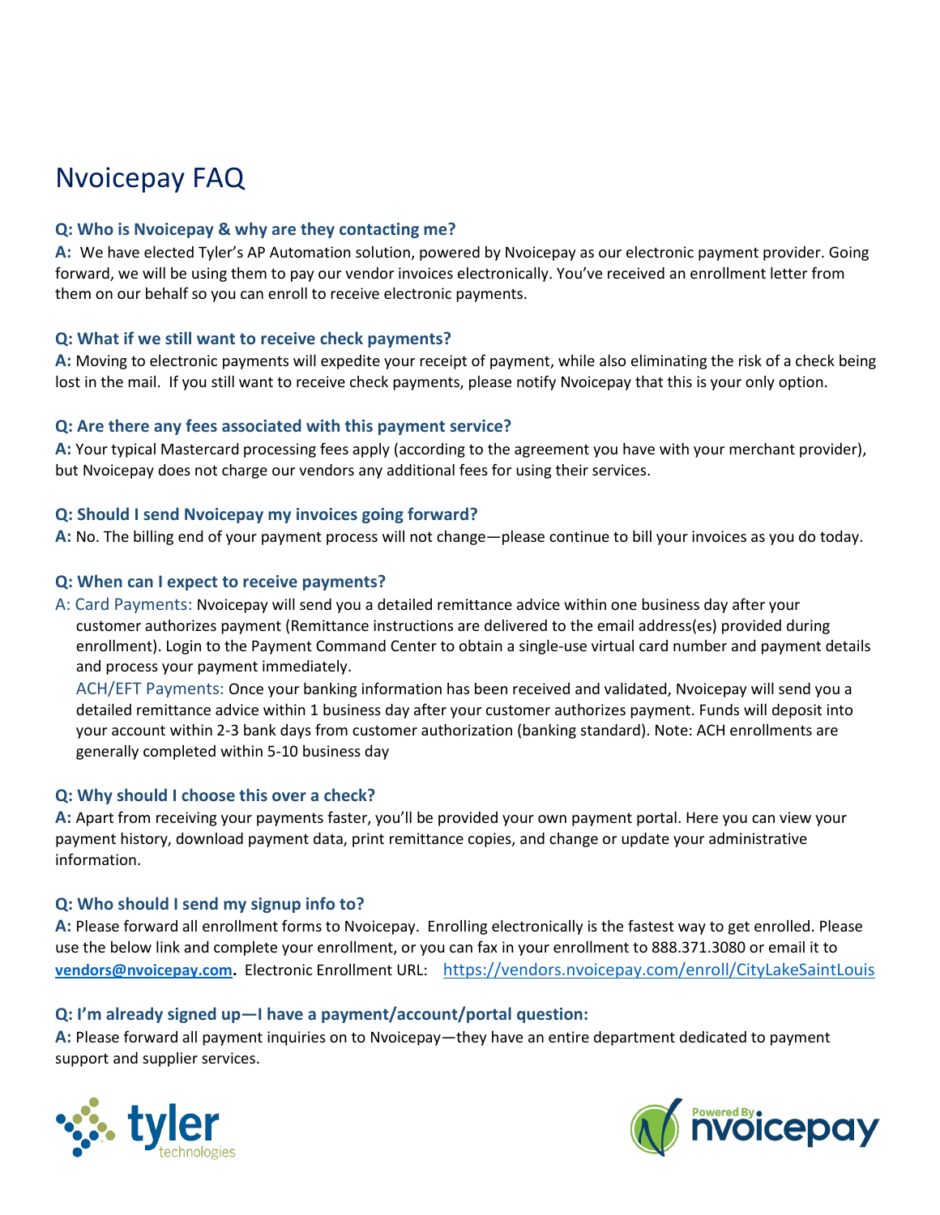# Nvoicepay FAQ

### Q: Who is Nvoicepay & why are they contacting me?

**A:** We have elected Tyler's AP Automation solution, powered by Nvoicepay as our electronic payment provider. Going forward, we will be using them to pay our vendor invoices electronically. You've received an enrollment letter from them on our behalf so you can enroll to receive electronic payments.

### Q: What if we still want to receive check payments?

**A:** Moving to electronic payments will expedite your receipt of payment, while also eliminating the risk of a check being lost in the mail. If you still want to receive check payments, please notify Nvoicepay that this is your only option.

### Q: Are there any fees associated with this payment service?

**A:** Your typical Mastercard processing fees apply (according to the agreement you have with your merchant provider), but Nvoicepay does not charge our vendors any additional fees for using their services.

### Q: Should I send Nvoicepay my invoices going forward?

**A:** No. The billing end of your payment process will not change—please continue to bill your invoices as you do today.

### Q: When can I expect to receive payments?

A: Card Payments: Nvoicepay will send you a detailed remittance advice within one business day after your customer authorizes payment (Remittance instructions are delivered to the email address(es) provided during enrollment). Login to the Payment Command Center to obtain a single-use virtual card number and payment details and process your payment immediately.

ACH/EFT Payments: Once your banking information has been received and validated, Nvoicepay will send you a detailed remittance advice within 1 business day after your customer authorizes payment. Funds will deposit into your account within 2-3 bank days from customer authorization (banking standard). Note: ACH enrollments are generally completed within 5-10 business day

### Q: Why should I choose this over a check?

**A:** Apart from receiving your payments faster, you'll be provided your own payment portal. Here you can view your payment history, download payment data, print remittance copies, and change or update your administrative information.

### Q: Who should I send my signup info to?

**A:** Please forward all enrollment forms to Nvoicepay. Enrolling electronically is the fastest way to get enrolled. Please use the below link and complete your enrollment, or you can fax in your enrollment to 888.371.3080 or email it to **vendors@nvoicepay.com.** Electronic Enrollment URL: https://vendors.nvoicepay.com/enroll/CityLakeSaintLouis

### Q: I'm already signed up—I have a payment/account/portal question:

**A:** Please forward all payment inquiries on to Nvoicepay—they have an entire department dedicated to payment support and supplier services.

tyler technologies

Powered By nvoicepay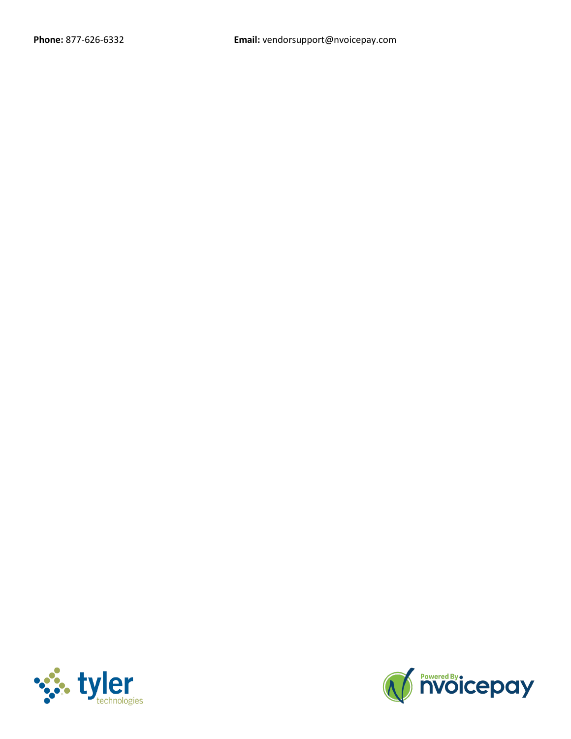**Phone:** 877-626-6332 **Email:** vendorsupport@nvoicepay.com